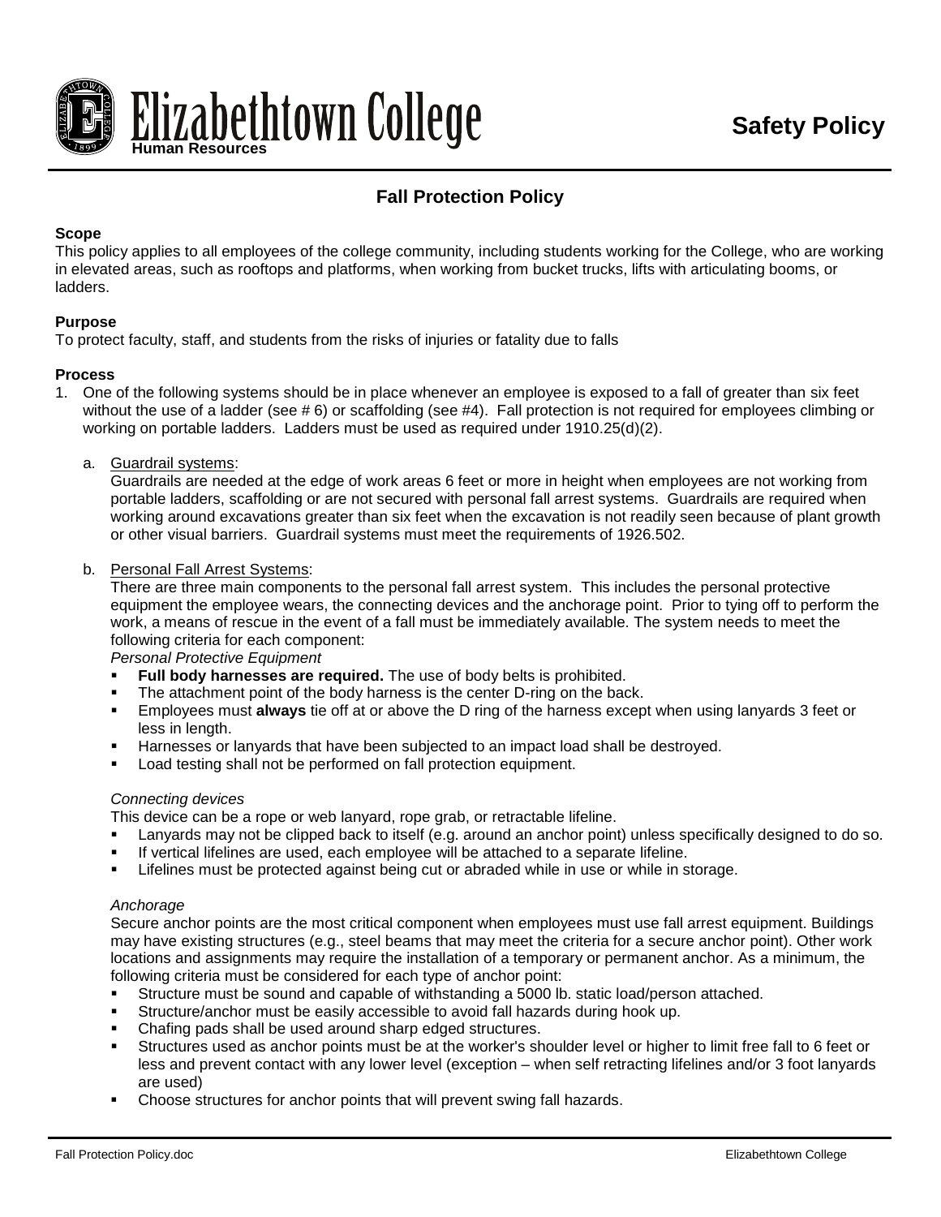# Elizabethtown College

Human Resources

**Safety Policy**

## Fall Protection Policy

**Scope**

This policy applies to all employees of the college community, including students working for the College, who are working in elevated areas, such as rooftops and platforms, when working from bucket trucks, lifts with articulating booms, or ladders.

**Purpose**

To protect faculty, staff, and students from the risks of injuries or fatality due to falls

**Process**

1. One of the following systems should be in place whenever an employee is exposed to a fall of greater than six feet without the use of a ladder (see # 6) or scaffolding (see #4). Fall protection is not required for employees climbing or working on portable ladders. Ladders must be used as required under 1910.25(d)(2).

   a. Guardrail systems:

   Guardrails are needed at the edge of work areas 6 feet or more in height when employees are not working from portable ladders, scaffolding or are not secured with personal fall arrest systems. Guardrails are required when working around excavations greater than six feet when the excavation is not readily seen because of plant growth or other visual barriers. Guardrail systems must meet the requirements of 1926.502.

   b. Personal Fall Arrest Systems:

   There are three main components to the personal fall arrest system. This includes the personal protective equipment the employee wears, the connecting devices and the anchorage point. Prior to tying off to perform the work, a means of rescue in the event of a fall must be immediately available. The system needs to meet the following criteria for each component:

   *Personal Protective Equipment*

   - **Full body harnesses are required.** The use of body belts is prohibited.
   - The attachment point of the body harness is the center D-ring on the back.
   - Employees must **always** tie off at or above the D ring of the harness except when using lanyards 3 feet or less in length.
   - Harnesses or lanyards that have been subjected to an impact load shall be destroyed.
   - Load testing shall not be performed on fall protection equipment.

   *Connecting devices*

   This device can be a rope or web lanyard, rope grab, or retractable lifeline.

   - Lanyards may not be clipped back to itself (e.g. around an anchor point) unless specifically designed to do so.
   - If vertical lifelines are used, each employee will be attached to a separate lifeline.
   - Lifelines must be protected against being cut or abraded while in use or while in storage.

   *Anchorage*

   Secure anchor points are the most critical component when employees must use fall arrest equipment. Buildings may have existing structures (e.g., steel beams that may meet the criteria for a secure anchor point). Other work locations and assignments may require the installation of a temporary or permanent anchor. As a minimum, the following criteria must be considered for each type of anchor point:

   - Structure must be sound and capable of withstanding a 5000 lb. static load/person attached.
   - Structure/anchor must be easily accessible to avoid fall hazards during hook up.
   - Chafing pads shall be used around sharp edged structures.
   - Structures used as anchor points must be at the worker's shoulder level or higher to limit free fall to 6 feet or less and prevent contact with any lower level (exception – when self retracting lifelines and/or 3 foot lanyards are used)
   - Choose structures for anchor points that will prevent swing fall hazards.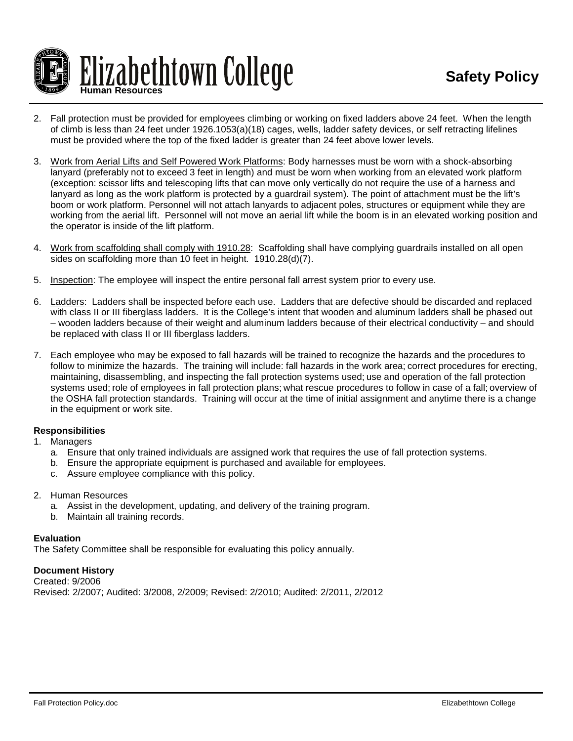2. Fall protection must be provided for employees climbing or working on fixed ladders above 24 feet. When the length of climb is less than 24 feet under 1926.1053(a)(18) cages, wells, ladder safety devices, or self retracting lifelines must be provided where the top of the fixed ladder is greater than 24 feet above lower levels.

3. Work from Aerial Lifts and Self Powered Work Platforms: Body harnesses must be worn with a shock-absorbing lanyard (preferably not to exceed 3 feet in length) and must be worn when working from an elevated work platform (exception: scissor lifts and telescoping lifts that can move only vertically do not require the use of a harness and lanyard as long as the work platform is protected by a guardrail system). The point of attachment must be the lift's boom or work platform. Personnel will not attach lanyards to adjacent poles, structures or equipment while they are working from the aerial lift. Personnel will not move an aerial lift while the boom is in an elevated working position and the operator is inside of the lift platform.

4. Work from scaffolding shall comply with 1910.28: Scaffolding shall have complying guardrails installed on all open sides on scaffolding more than 10 feet in height. 1910.28(d)(7).

5. Inspection: The employee will inspect the entire personal fall arrest system prior to every use.

6. Ladders: Ladders shall be inspected before each use. Ladders that are defective should be discarded and replaced with class II or III fiberglass ladders. It is the College's intent that wooden and aluminum ladders shall be phased out – wooden ladders because of their weight and aluminum ladders because of their electrical conductivity – and should be replaced with class II or III fiberglass ladders.

7. Each employee who may be exposed to fall hazards will be trained to recognize the hazards and the procedures to follow to minimize the hazards. The training will include: fall hazards in the work area; correct procedures for erecting, maintaining, disassembling, and inspecting the fall protection systems used; use and operation of the fall protection systems used; role of employees in fall protection plans; what rescue procedures to follow in case of a fall; overview of the OSHA fall protection standards. Training will occur at the time of initial assignment and anytime there is a change in the equipment or work site.

**Responsibilities**

1. Managers
   a. Ensure that only trained individuals are assigned work that requires the use of fall protection systems.
   b. Ensure the appropriate equipment is purchased and available for employees.
   c. Assure employee compliance with this policy.

2. Human Resources
   a. Assist in the development, updating, and delivery of the training program.
   b. Maintain all training records.

**Evaluation**

The Safety Committee shall be responsible for evaluating this policy annually.

**Document History**

Created: 9/2006
Revised: 2/2007; Audited: 3/2008, 2/2009; Revised: 2/2010; Audited: 2/2011, 2/2012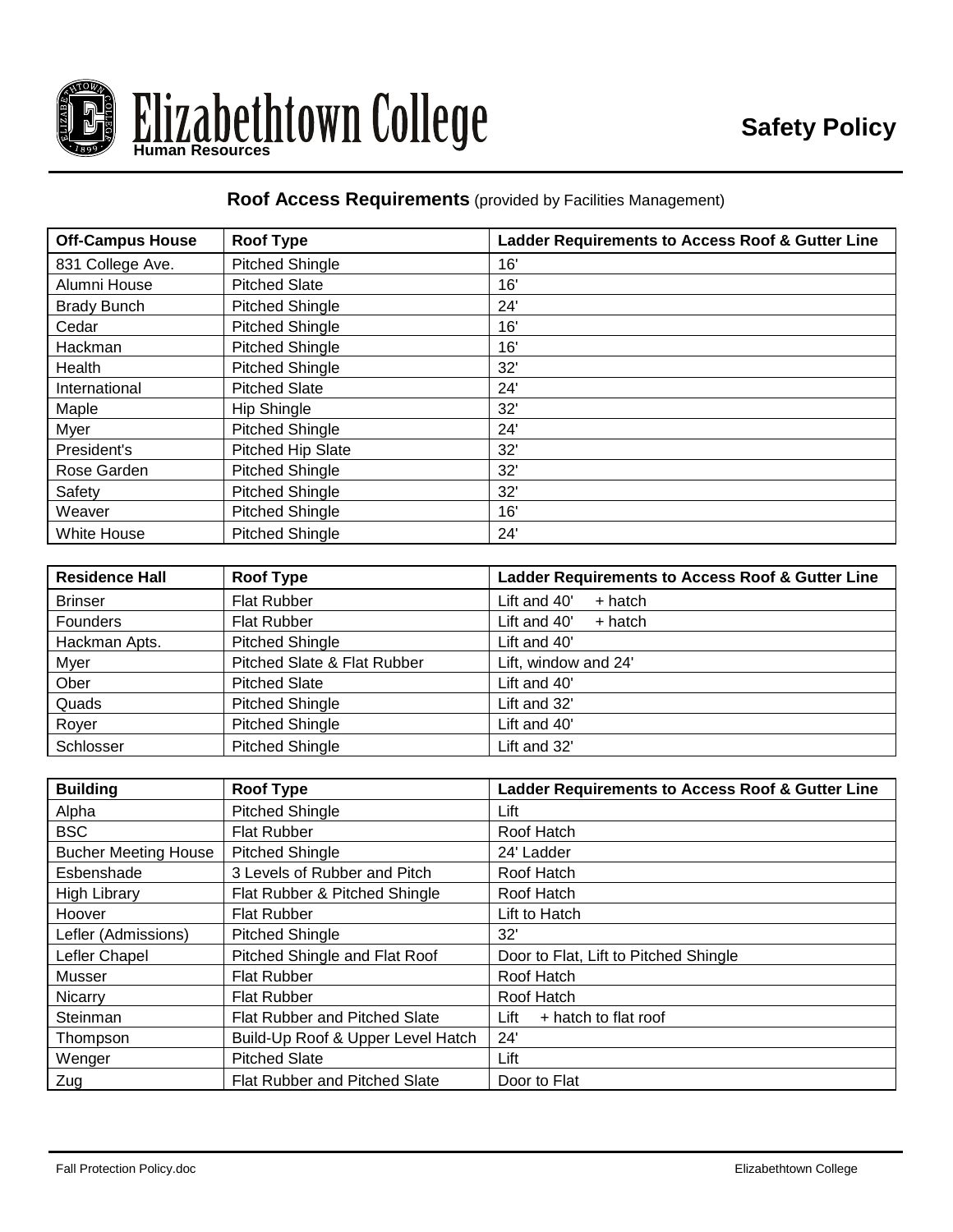**Roof Access Requirements** (provided by Facilities Management)

| Off-Campus House | Roof Type | Ladder Requirements to Access Roof & Gutter Line |
|---|---|---|
| 831 College Ave. | Pitched Shingle | 16' |
| Alumni House | Pitched Slate | 16' |
| Brady Bunch | Pitched Shingle | 24' |
| Cedar | Pitched Shingle | 16' |
| Hackman | Pitched Shingle | 16' |
| Health | Pitched Shingle | 32' |
| International | Pitched Slate | 24' |
| Maple | Hip Shingle | 32' |
| Myer | Pitched Shingle | 24' |
| President's | Pitched Hip Slate | 32' |
| Rose Garden | Pitched Shingle | 32' |
| Safety | Pitched Shingle | 32' |
| Weaver | Pitched Shingle | 16' |
| White House | Pitched Shingle | 24' |

| Residence Hall | Roof Type | Ladder Requirements to Access Roof & Gutter Line |
|---|---|---|
| Brinser | Flat Rubber | Lift and 40' + hatch |
| Founders | Flat Rubber | Lift and 40' + hatch |
| Hackman Apts. | Pitched Shingle | Lift and 40' |
| Myer | Pitched Slate & Flat Rubber | Lift, window and 24' |
| Ober | Pitched Slate | Lift and 40' |
| Quads | Pitched Shingle | Lift and 32' |
| Royer | Pitched Shingle | Lift and 40' |
| Schlosser | Pitched Shingle | Lift and 32' |

| Building | Roof Type | Ladder Requirements to Access Roof & Gutter Line |
|---|---|---|
| Alpha | Pitched Shingle | Lift |
| BSC | Flat Rubber | Roof Hatch |
| Bucher Meeting House | Pitched Shingle | 24' Ladder |
| Esbenshade | 3 Levels of Rubber and Pitch | Roof Hatch |
| High Library | Flat Rubber & Pitched Shingle | Roof Hatch |
| Hoover | Flat Rubber | Lift to Hatch |
| Lefler (Admissions) | Pitched Shingle | 32' |
| Lefler Chapel | Pitched Shingle and Flat Roof | Door to Flat, Lift to Pitched Shingle |
| Musser | Flat Rubber | Roof Hatch |
| Nicarry | Flat Rubber | Roof Hatch |
| Steinman | Flat Rubber and Pitched Slate | Lift + hatch to flat roof |
| Thompson | Build-Up Roof & Upper Level Hatch | 24' |
| Wenger | Pitched Slate | Lift |
| Zug | Flat Rubber and Pitched Slate | Door to Flat |